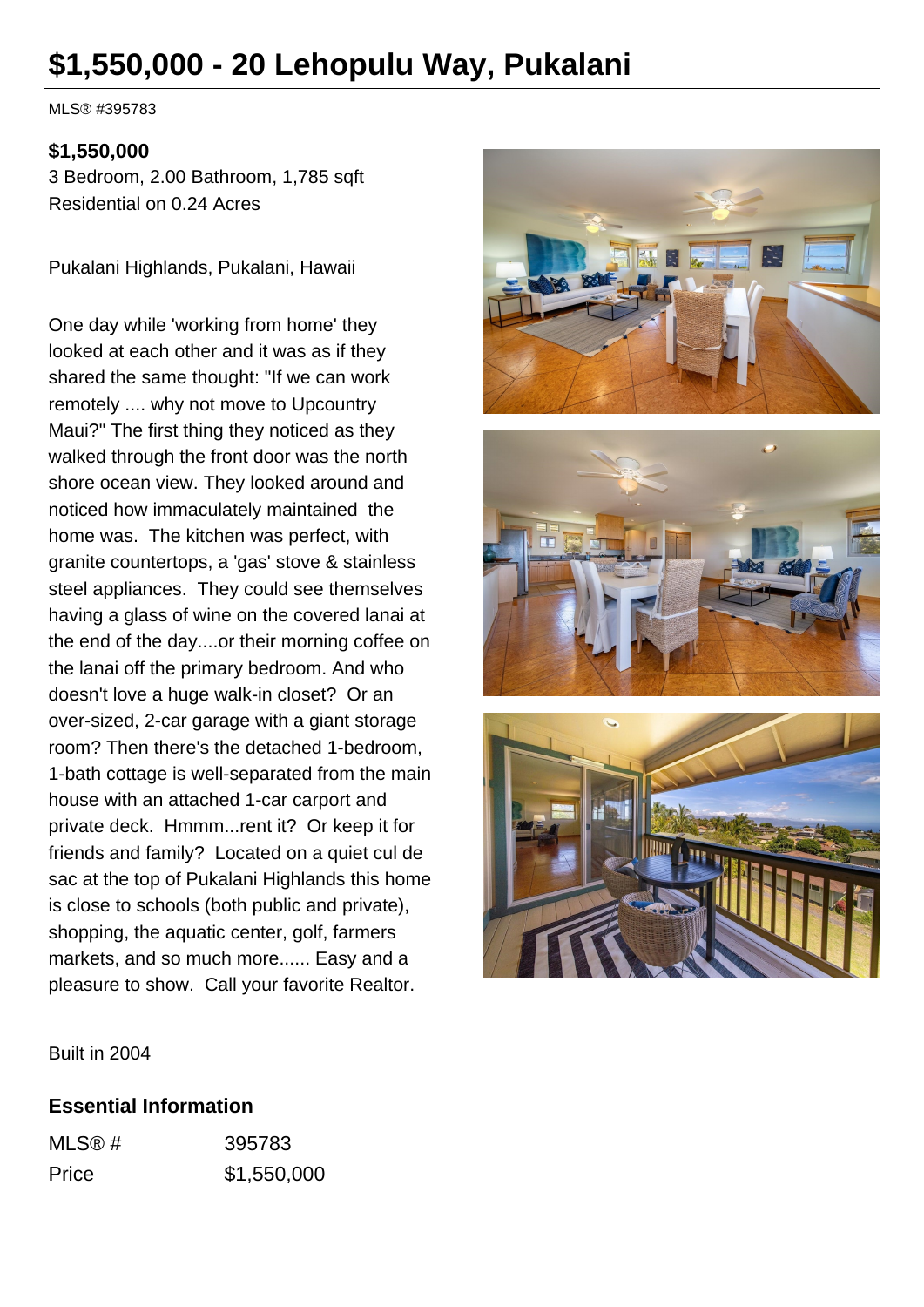# $1,550,000 - 20 Lehopulu Way, Pukalani

MLS® #395783

**$1,550,000**
3 Bedroom, 2.00 Bathroom, 1,785 sqft
Residential on 0.24 Acres

Pukalani Highlands, Pukalani, Hawaii

One day while 'working from home' they looked at each other and it was as if they shared the same thought: "If we can work remotely .... why not move to Upcountry Maui?" The first thing they noticed as they walked through the front door was the north shore ocean view. They looked around and noticed how immaculately maintained the home was. The kitchen was perfect, with granite countertops, a 'gas' stove & stainless steel appliances. They could see themselves having a glass of wine on the covered lanai at the end of the day....or their morning coffee on the lanai off the primary bedroom. And who doesn't love a huge walk-in closet? Or an over-sized, 2-car garage with a giant storage room? Then there's the detached 1-bedroom, 1-bath cottage is well-separated from the main house with an attached 1-car carport and private deck. Hmmm...rent it? Or keep it for friends and family? Located on a quiet cul de sac at the top of Pukalani Highlands this home is close to schools (both public and private), shopping, the aquatic center, golf, farmers markets, and so much more...... Easy and a pleasure to show. Call your favorite Realtor.

Built in 2004

### Essential Information

| | |
|---|---|
| MLS® # | 395783 |
| Price | $1,550,000 |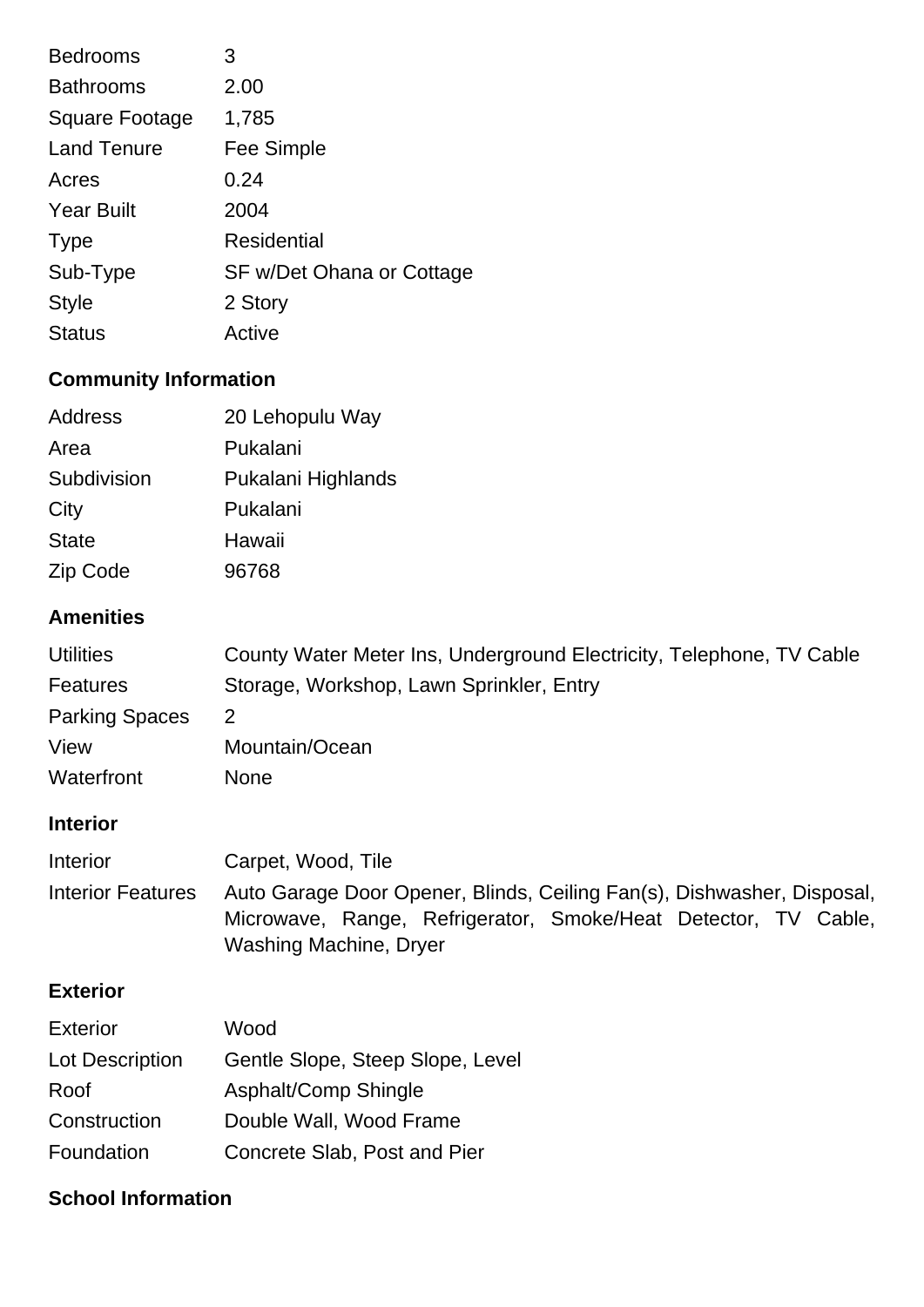| | |
|---|---|
| Bedrooms | 3 |
| Bathrooms | 2.00 |
| Square Footage | 1,785 |
| Land Tenure | Fee Simple |
| Acres | 0.24 |
| Year Built | 2004 |
| Type | Residential |
| Sub-Type | SF w/Det Ohana or Cottage |
| Style | 2 Story |
| Status | Active |

## Community Information

| | |
|---|---|
| Address | 20 Lehopulu Way |
| Area | Pukalani |
| Subdivision | Pukalani Highlands |
| City | Pukalani |
| State | Hawaii |
| Zip Code | 96768 |

## Amenities

| | |
|---|---|
| Utilities | County Water Meter Ins, Underground Electricity, Telephone, TV Cable |
| Features | Storage, Workshop, Lawn Sprinkler, Entry |
| Parking Spaces | 2 |
| View | Mountain/Ocean |
| Waterfront | None |

## Interior

| | |
|---|---|
| Interior | Carpet, Wood, Tile |
| Interior Features | Auto Garage Door Opener, Blinds, Ceiling Fan(s), Dishwasher, Disposal, Microwave, Range, Refrigerator, Smoke/Heat Detector, TV Cable, Washing Machine, Dryer |

## Exterior

| | |
|---|---|
| Exterior | Wood |
| Lot Description | Gentle Slope, Steep Slope, Level |
| Roof | Asphalt/Comp Shingle |
| Construction | Double Wall, Wood Frame |
| Foundation | Concrete Slab, Post and Pier |

## School Information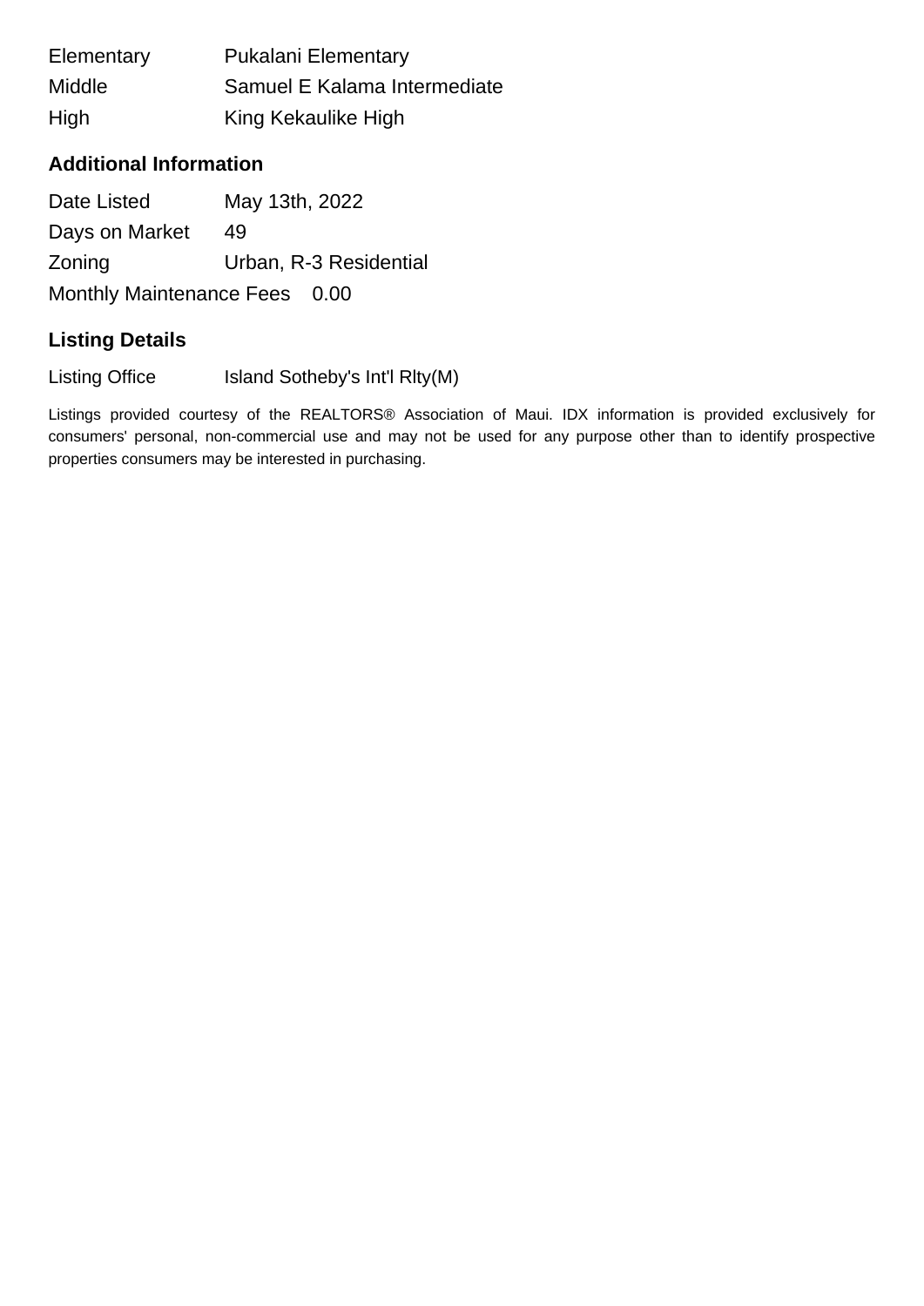| | |
|---|---|
| Elementary | Pukalani Elementary |
| Middle | Samuel E Kalama Intermediate |
| High | King Kekaulike High |

### Additional Information

| | |
|---|---|
| Date Listed | May 13th, 2022 |
| Days on Market | 49 |
| Zoning | Urban, R-3 Residential |
| Monthly Maintenance Fees | 0.00 |

### Listing Details

| | |
|---|---|
| Listing Office | Island Sotheby's Int'l Rlty(M) |

Listings provided courtesy of the REALTORS® Association of Maui. IDX information is provided exclusively for consumers' personal, non-commercial use and may not be used for any purpose other than to identify prospective properties consumers may be interested in purchasing.